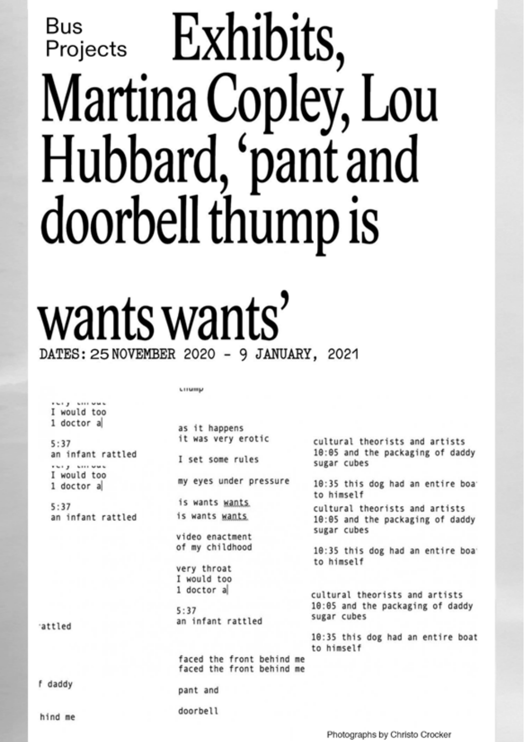Bus Projects

# Exhibits, Martina Copley, Lou Hubbard, 'pant and doorbell thump is wants wants'

DATES: 25 NOVEMBER 2020 - 9 JANUARY, 2021

thump

very throat
I would too
1 doctor a

5:37
an infant rattled

very throat
I would too
1 doctor a

5:37
an infant rattled

as it happens
it was very erotic

I set some rules

my eyes under pressure

is wants wants
is wants wants

video enactment
of my childhood

very throat
I would too
1 doctor a

5:37
an infant rattled

cultural theorists and artists
10:05 and the packaging of daddy
sugar cubes

10:35 this dog had an entire boa
to himself

cultural theorists and artists
10:05 and the packaging of daddy
sugar cubes

10:35 this dog had an entire boa
to himself

cultural theorists and artists
10:05 and the packaging of daddy
sugar cubes

10:35 this dog had an entire boat
to himself

attled

faced the front behind me
faced the front behind me

f daddy

pant and

doorbell

hind me

Photographs by Christo Crocker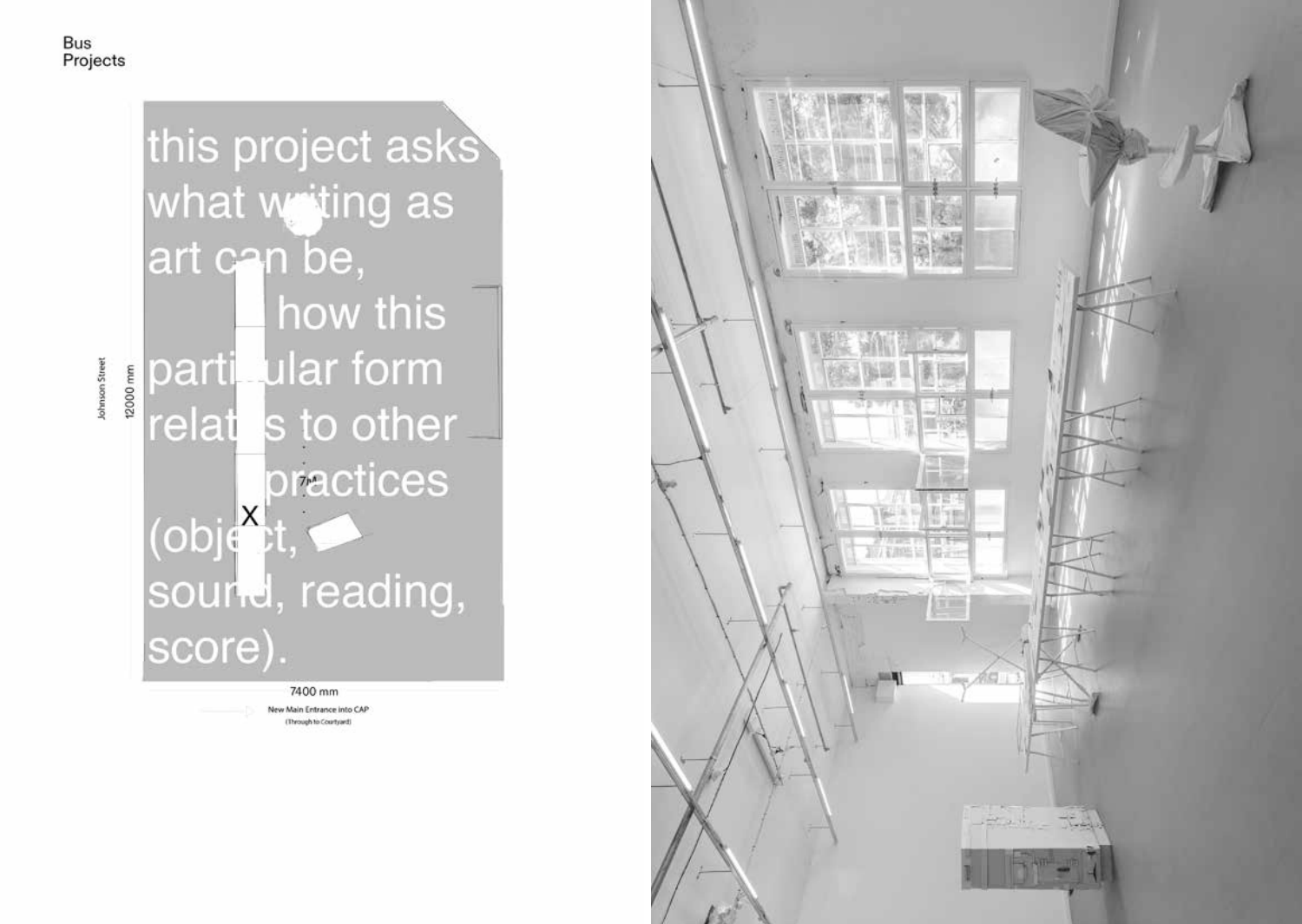Bus
Projects

this project asks what writing as art can be, how this particular form relates to other practices (object, sound, reading, score).

Johnson Street

12000 mm

7400 mm

New Main Entrance into CAP
(Through to Courtyard)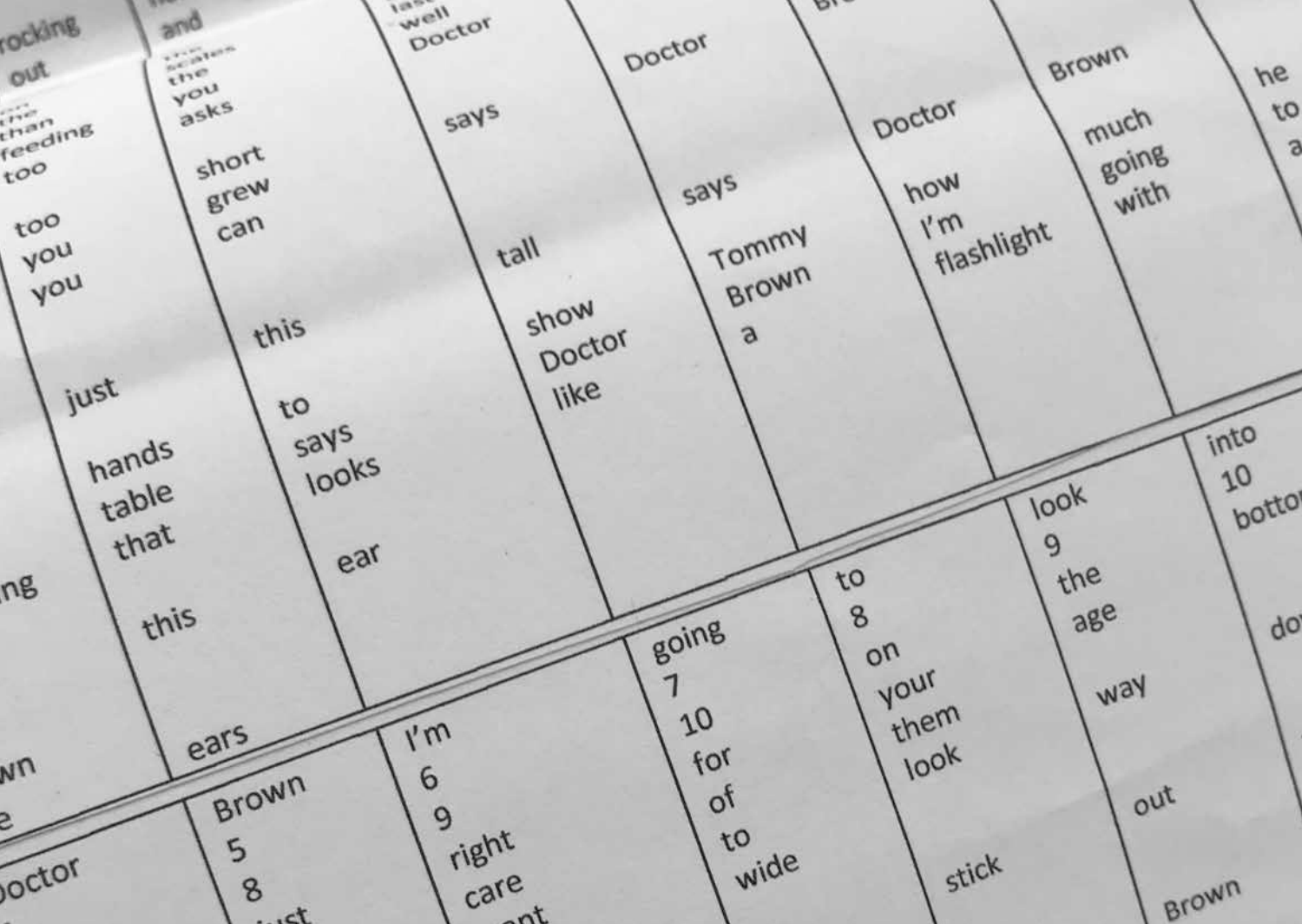rocking
out

the
than
feeding
too

too
you
you

just

hands
table
that

this

ng

wn
e

and

the
scales
the
you
asks

short
grew
can

this

to
says
looks

ear

ears

well
Doctor

says

tall

show
Doctor
like

Doctor

says

Tommy
Brown
a

Doctor

how
I'm
flashlight

Brown

much
going
with

he
to
a

octor

Brown
5
8
ust

I'm
6
9
right
care
ant

going
7
10
for
of
to
wide

to
8
on
your
them
look

stick

look
9
the
age

way

out

Brown

into
10
botto

do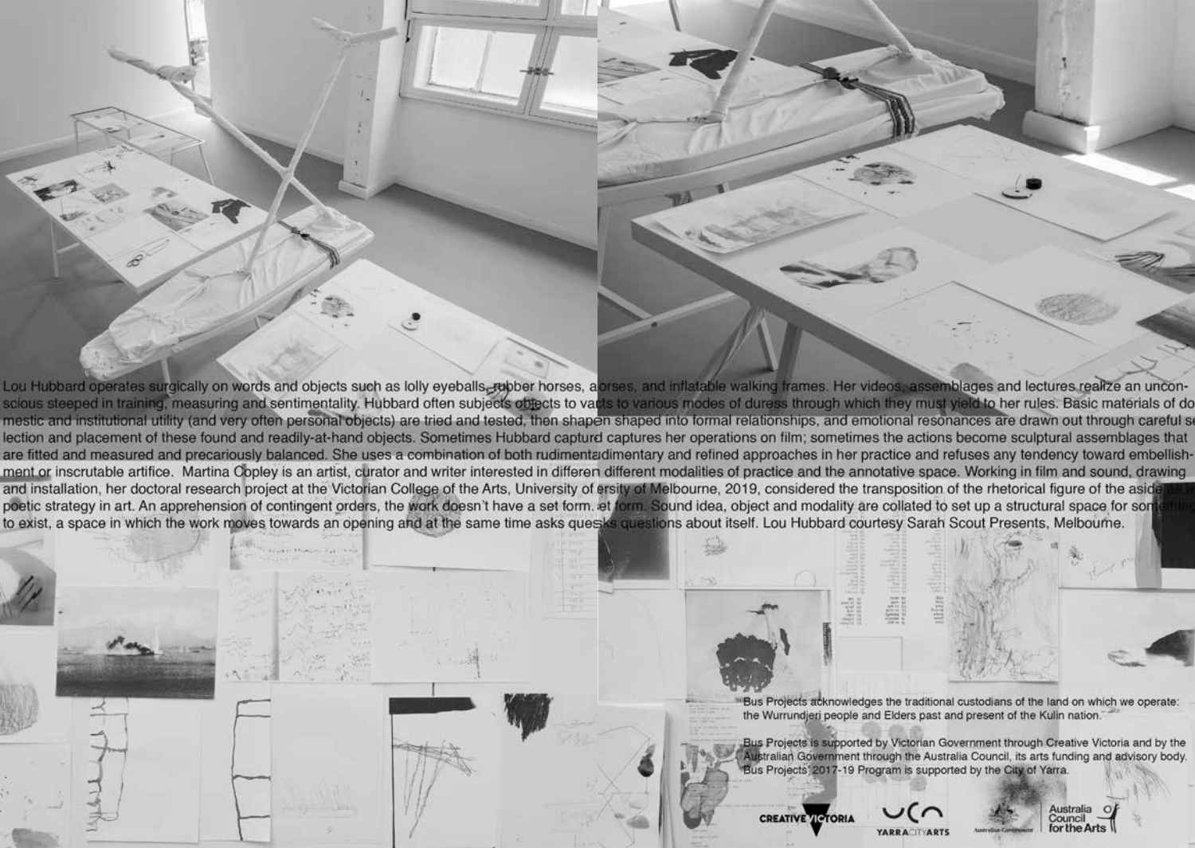Lou Hubbard operates surgically on words and objects such as lolly eyeballs, rubber horses, and inflatable walking frames. Her videos, assemblages and lectures realize an unconscious steeped in training, measuring and sentimentality. Hubbard often subjects objects to various modes of duress through which they must yield to her rules. Basic materials of domestic and institutional utility (and very often personal objects) are tried and tested, then shaped into formal relationships, and emotional resonances are drawn out through careful selection and placement of these found and readily-at-hand objects. Sometimes Hubbard captures her operations on film; sometimes the actions become sculptural assemblages that are fitted and measured and precariously balanced. She uses a combination of both rudimentary and refined approaches in her practice and refuses any tendency toward embellishment or inscrutable artifice. Martina Copley is an artist, curator and writer interested in different modalities of practice and the annotative space. Working in film and sound, drawing and installation, her doctoral research project at the Victorian College of the Arts, University of Melbourne, 2019, considered the transposition of the rhetorical figure of the aside as a poetic strategy in art. An apprehension of contingent orders, the work doesn't have a set form. Sound idea, object and modality are collated to set up a structural space for something to exist, a space in which the work moves towards an opening and at the same time asks questions about itself. Lou Hubbard courtesy Sarah Scout Presents, Melbourne.

Bus Projects acknowledges the traditional custodians of the land on which we operate: the Wurrundjeri people and Elders past and present of the Kulin nation.

Bus Projects is supported by Victorian Government through Creative Victoria and by the Australian Government through the Australia Council, its arts funding and advisory body. Bus Projects' 2017-19 Program is supported by the City of Yarra.

CREATIVE VICTORIA | YARRA CITY ARTS | Australian Government | Australia Council for the Arts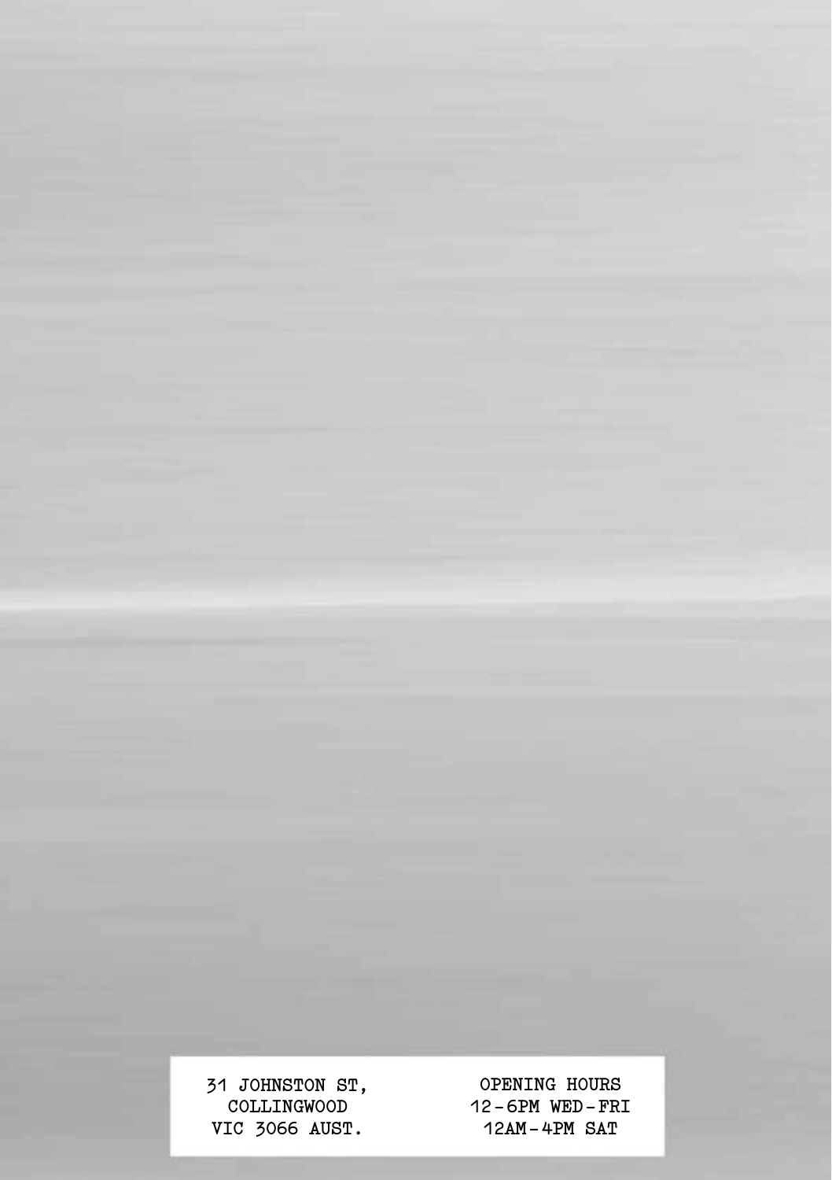31 JOHNSTON ST,
COLLINGWOOD
VIC 3066 AUST.

OPENING HOURS
12-6PM WED-FRI
12AM-4PM SAT